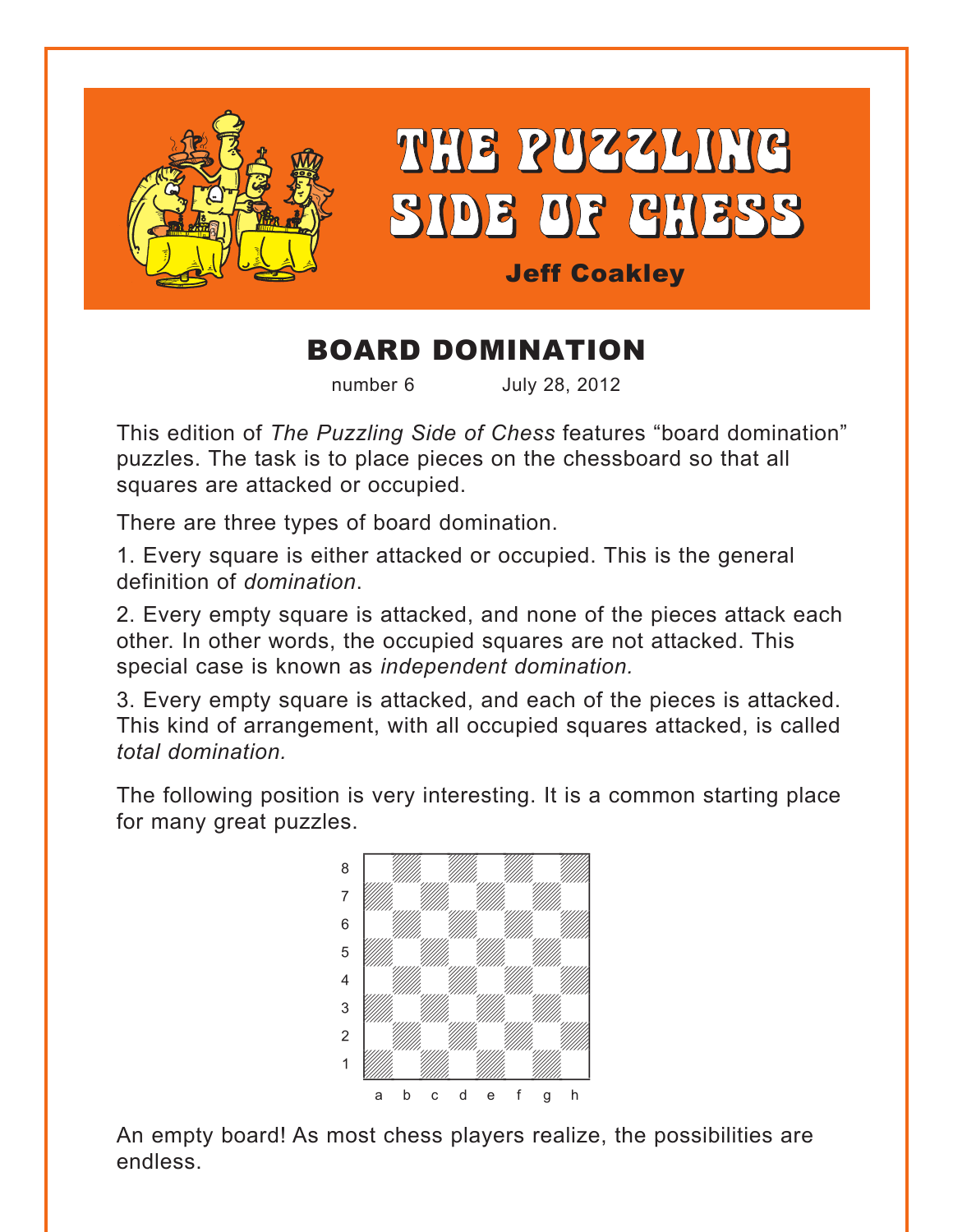# THE PUZZLING SIDE OF CHESS

**Jeff Coakley**

## BOARD DOMINATION

number 6 July 28, 2012

This edition of *The Puzzling Side of Chess* features "board domination" puzzles. The task is to place pieces on the chessboard so that all squares are attacked or occupied.

There are three types of board domination.

1. Every square is either attacked or occupied. This is the general definition of *domination*.

2. Every empty square is attacked, and none of the pieces attack each other. In other words, the occupied squares are not attacked. This special case is known as *independent domination.*

3. Every empty square is attacked, and each of the pieces is attacked. This kind of arrangement, with all occupied squares attacked, is called *total domination.*

The following position is very interesting. It is a common starting place for many great puzzles.

An empty board! As most chess players realize, the possibilities are endless.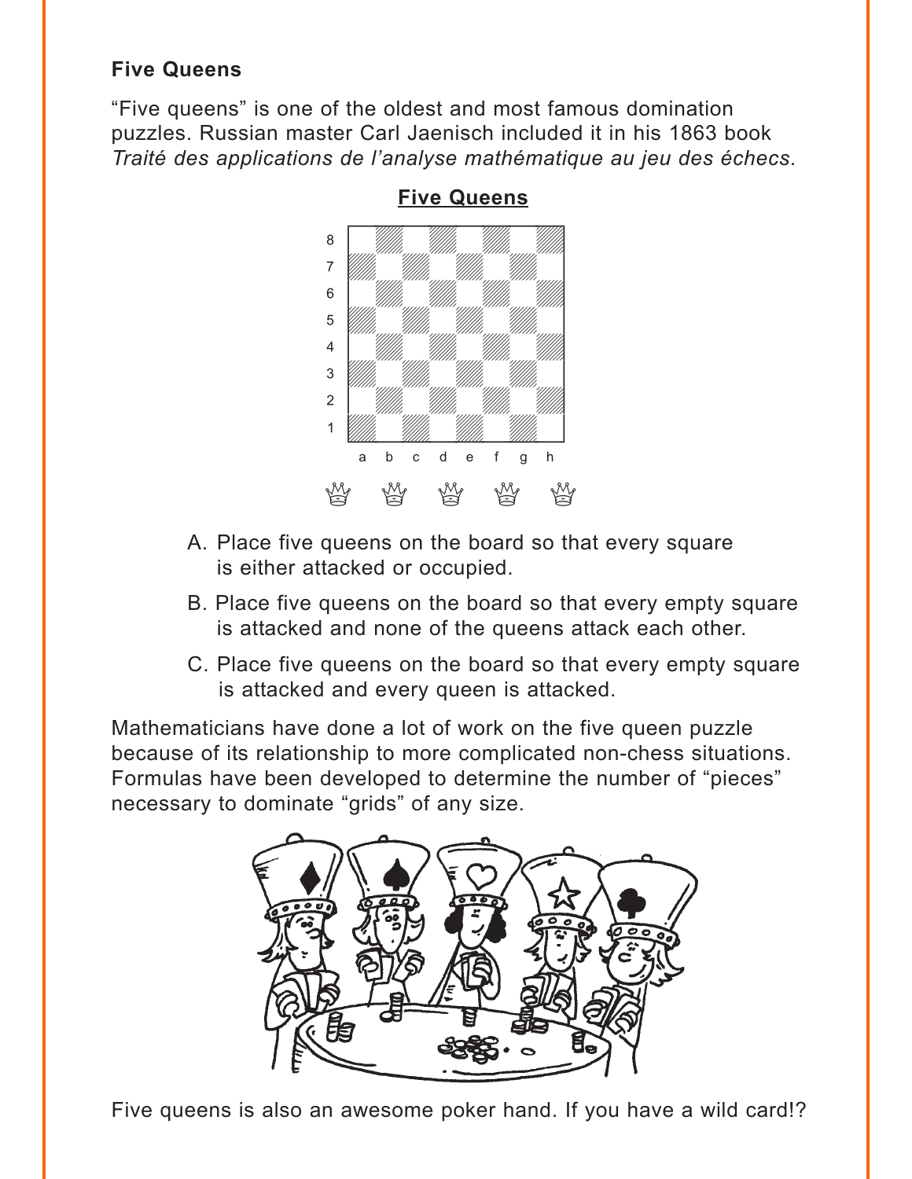**Five Queens**

"Five queens" is one of the oldest and most famous domination puzzles. Russian master Carl Jaenisch included it in his 1863 book *Traité des applications de l'analyse mathématique au jeu des échecs*.

**Five Queens**

A. Place five queens on the board so that every square is either attacked or occupied.

B. Place five queens on the board so that every empty square is attacked and none of the queens attack each other.

C. Place five queens on the board so that every empty square is attacked and every queen is attacked.

Mathematicians have done a lot of work on the five queen puzzle because of its relationship to more complicated non-chess situations. Formulas have been developed to determine the number of "pieces" necessary to dominate "grids" of any size.

Five queens is also an awesome poker hand. If you have a wild card!?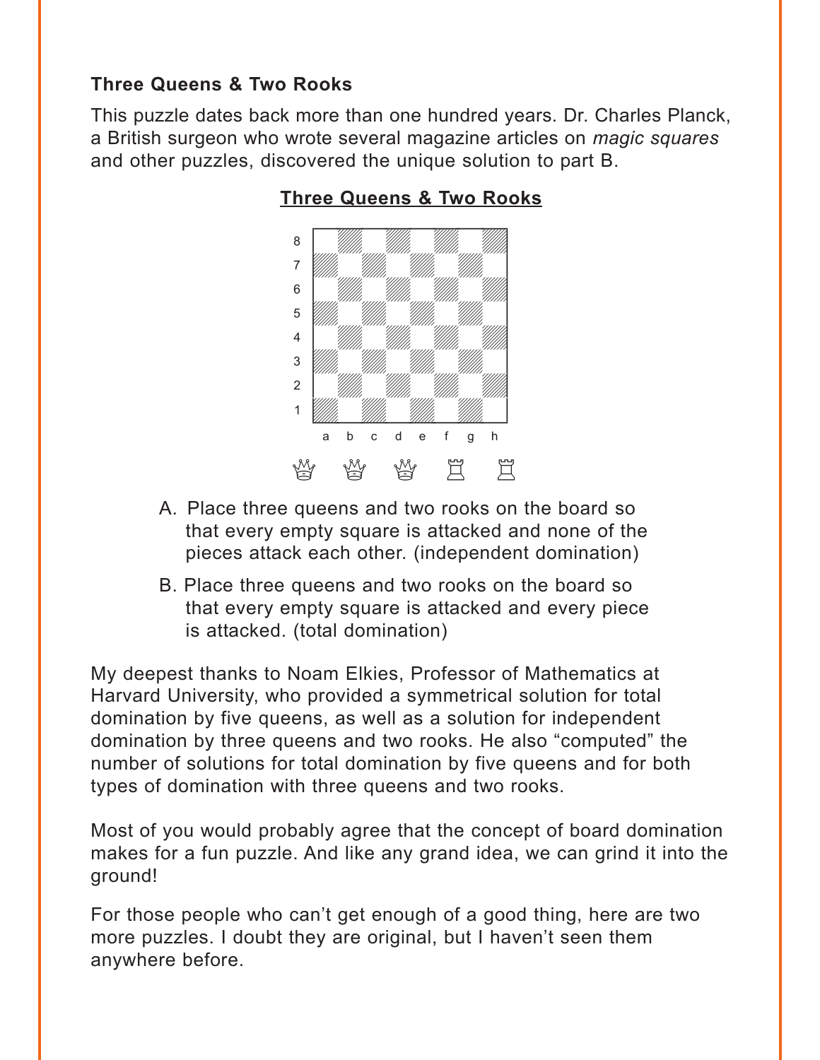**Three Queens & Two Rooks**

This puzzle dates back more than one hundred years. Dr. Charles Planck, a British surgeon who wrote several magazine articles on *magic squares* and other puzzles, discovered the unique solution to part B.

**Three Queens & Two Rooks**

♕ ♕ ♕ ♖ ♖

A. Place three queens and two rooks on the board so that every empty square is attacked and none of the pieces attack each other. (independent domination)

B. Place three queens and two rooks on the board so that every empty square is attacked and every piece is attacked. (total domination)

My deepest thanks to Noam Elkies, Professor of Mathematics at Harvard University, who provided a symmetrical solution for total domination by five queens, as well as a solution for independent domination by three queens and two rooks. He also "computed" the number of solutions for total domination by five queens and for both types of domination with three queens and two rooks.

Most of you would probably agree that the concept of board domination makes for a fun puzzle. And like any grand idea, we can grind it into the ground!

For those people who can't get enough of a good thing, here are two more puzzles. I doubt they are original, but I haven't seen them anywhere before.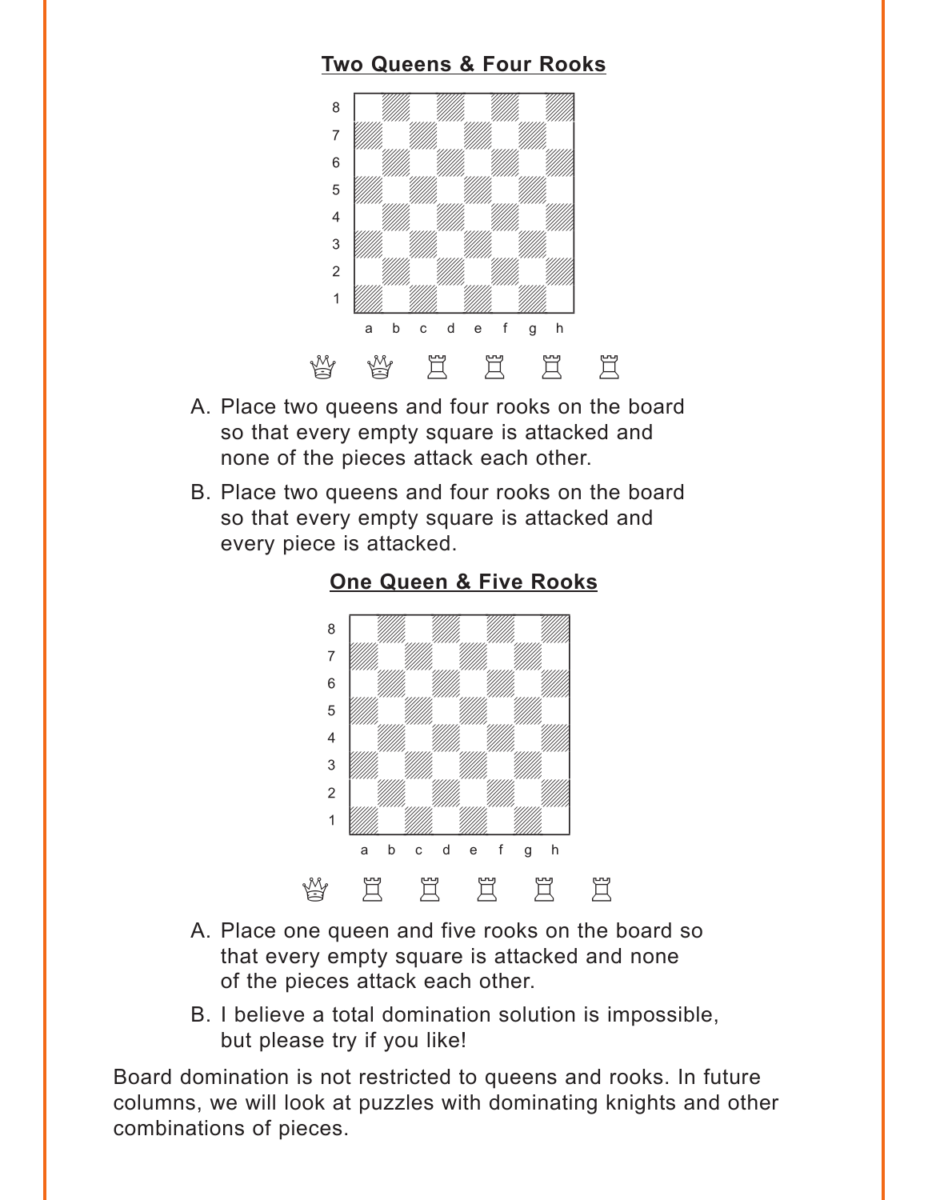### Two Queens & Four Rooks

A. Place two queens and four rooks on the board so that every empty square is attacked and none of the pieces attack each other.

B. Place two queens and four rooks on the board so that every empty square is attacked and every piece is attacked.

### One Queen & Five Rooks

A. Place one queen and five rooks on the board so that every empty square is attacked and none of the pieces attack each other.

B. I believe a total domination solution is impossible, but please try if you like!

Board domination is not restricted to queens and rooks. In future columns, we will look at puzzles with dominating knights and other combinations of pieces.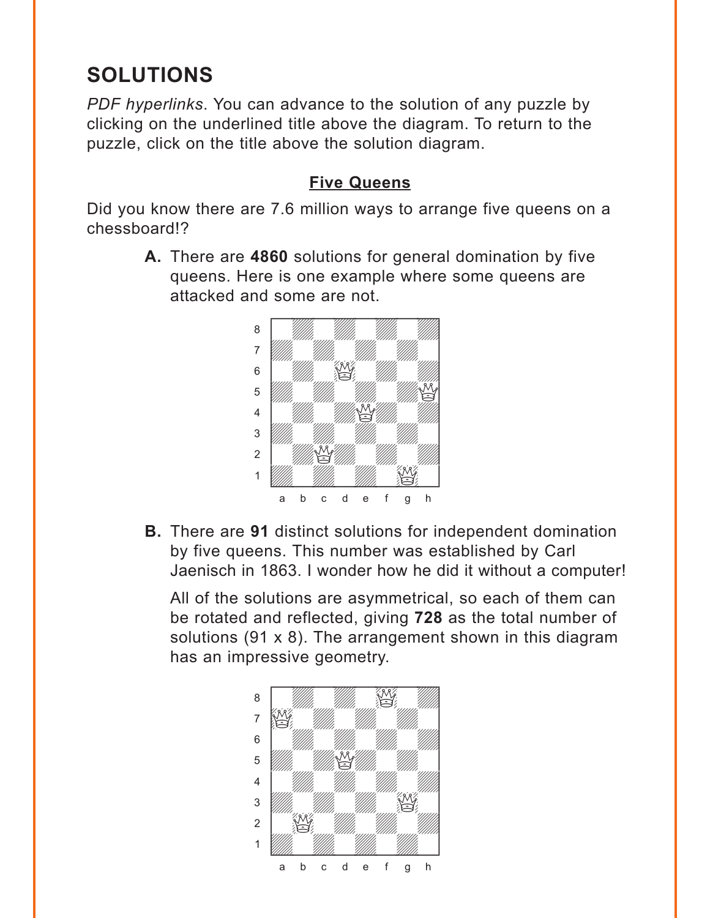# SOLUTIONS

*PDF hyperlinks*. You can advance to the solution of any puzzle by clicking on the underlined title above the diagram. To return to the puzzle, click on the title above the solution diagram.

## Five Queens

Did you know there are 7.6 million ways to arrange five queens on a chessboard!?

**A.** There are **4860** solutions for general domination by five queens. Here is one example where some queens are attacked and some are not.

**B.** There are **91** distinct solutions for independent domination by five queens. This number was established by Carl Jaenisch in 1863. I wonder how he did it without a computer!

All of the solutions are asymmetrical, so each of them can be rotated and reflected, giving **728** as the total number of solutions (91 x 8). The arrangement shown in this diagram has an impressive geometry.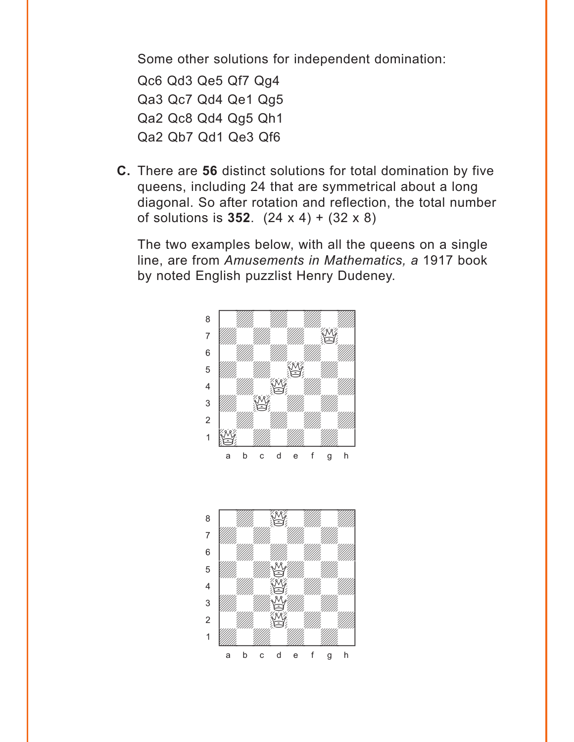Some other solutions for independent domination:

Qc6 Qd3 Qe5 Qf7 Qg4

Qa3 Qc7 Qd4 Qe1 Qg5

Qa2 Qc8 Qd4 Qg5 Qh1

Qa2 Qb7 Qd1 Qe3 Qf6

**C.** There are **56** distinct solutions for total domination by five queens, including 24 that are symmetrical about a long diagonal. So after rotation and reflection, the total number of solutions is **352**. (24 x 4) + (32 x 8)

The two examples below, with all the queens on a single line, are from *Amusements in Mathematics, a* 1917 book by noted English puzzlist Henry Dudeney.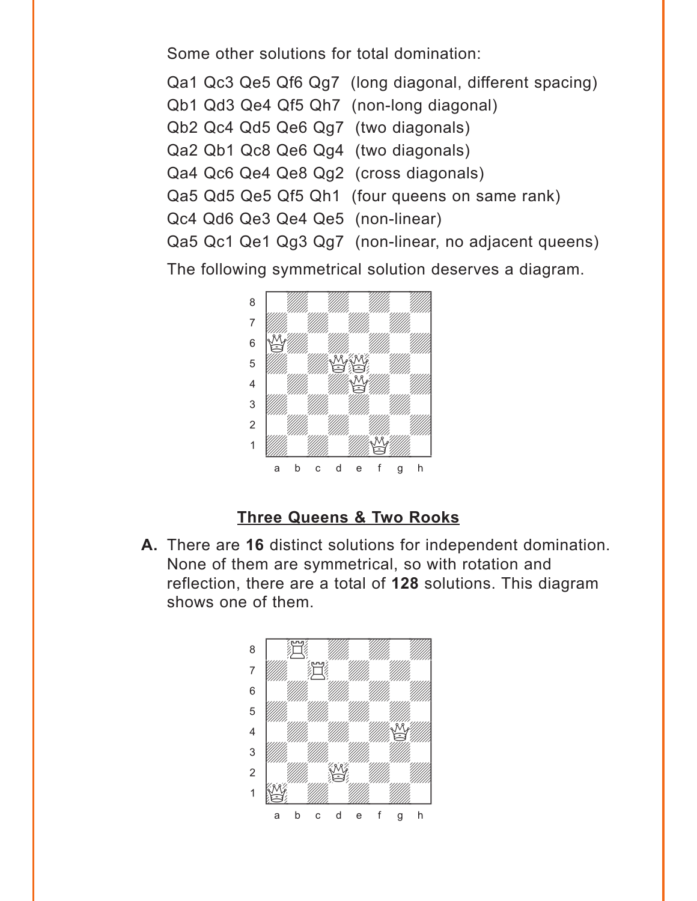Some other solutions for total domination:

Qa1 Qc3 Qe5 Qf6 Qg7  (long diagonal, different spacing)
Qb1 Qd3 Qe4 Qf5 Qh7  (non-long diagonal)
Qb2 Qc4 Qd5 Qe6 Qg7  (two diagonals)
Qa2 Qb1 Qc8 Qe6 Qg4  (two diagonals)
Qa4 Qc6 Qe4 Qe8 Qg2  (cross diagonals)
Qa5 Qd5 Qe5 Qf5 Qh1  (four queens on same rank)
Qc4 Qd6 Qe3 Qe4 Qe5  (non-linear)
Qa5 Qc1 Qe1 Qg3 Qg7  (non-linear, no adjacent queens)

The following symmetrical solution deserves a diagram.

## Three Queens & Two Rooks

**A.** There are **16** distinct solutions for independent domination. None of them are symmetrical, so with rotation and reflection, there are a total of **128** solutions. This diagram shows one of them.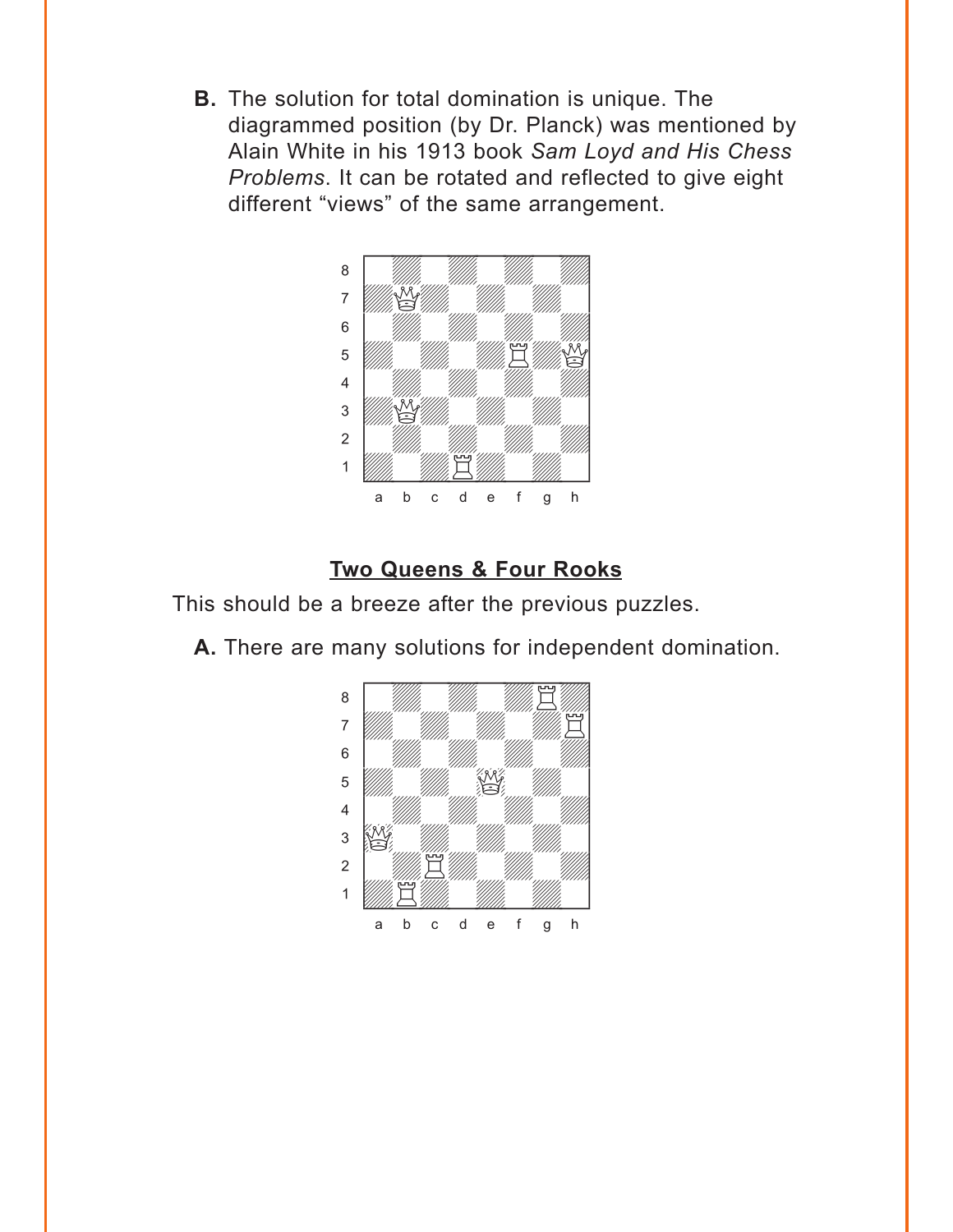**B.** The solution for total domination is unique. The diagrammed position (by Dr. Planck) was mentioned by Alain White in his 1913 book *Sam Loyd and His Chess Problems*. It can be rotated and reflected to give eight different “views” of the same arrangement.

## Two Queens & Four Rooks

This should be a breeze after the previous puzzles.

**A.** There are many solutions for independent domination.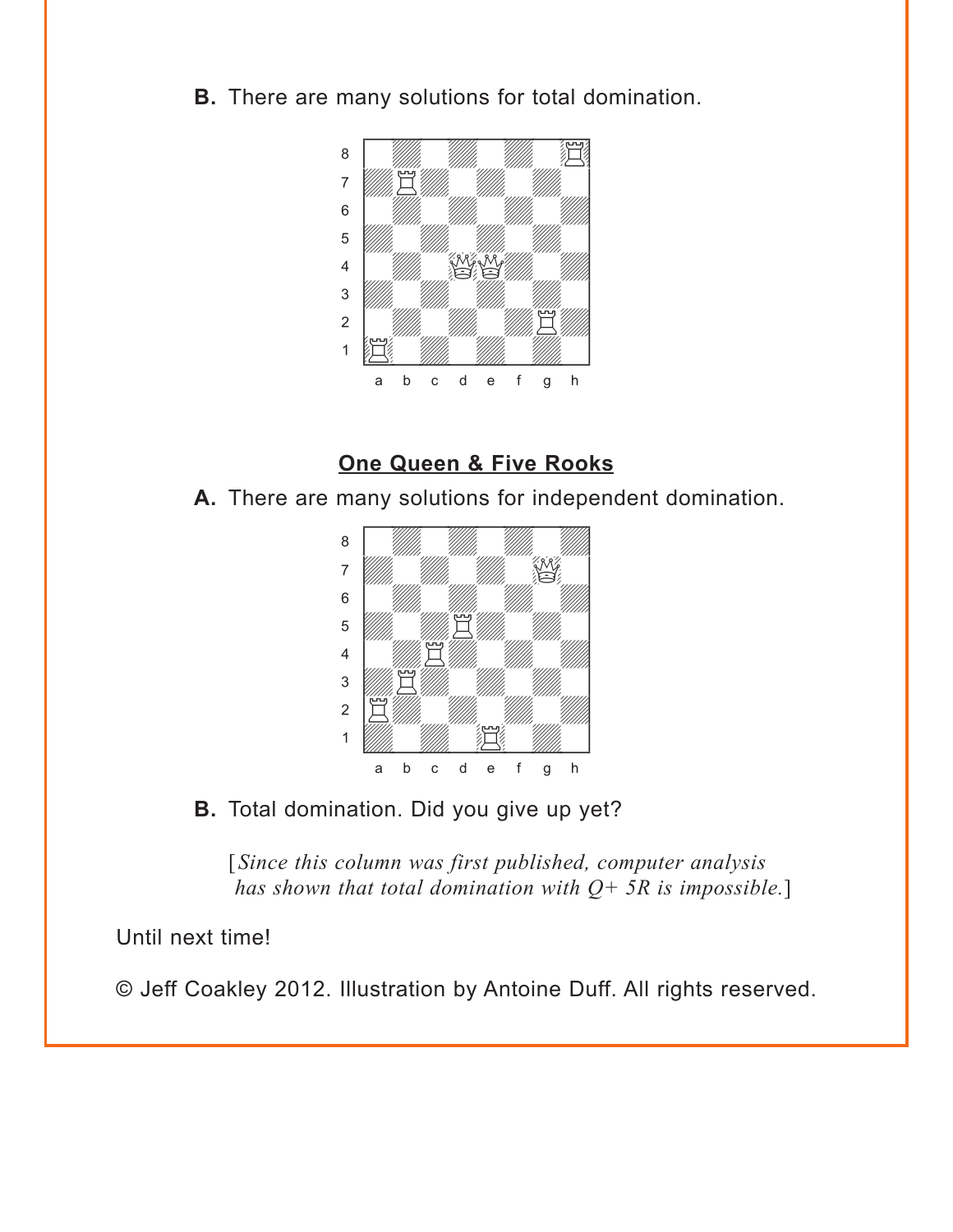**B.** There are many solutions for total domination.

8
7
6
5
4
3
2
1

a b c d e f g h

## One Queen & Five Rooks

**A.** There are many solutions for independent domination.

8
7
6
5
4
3
2
1

a b c d e f g h

**B.** Total domination. Did you give up yet?

[*Since this column was first published, computer analysis has shown that total domination with Q+ 5R is impossible.*]

Until next time!

© Jeff Coakley 2012. Illustration by Antoine Duff. All rights reserved.